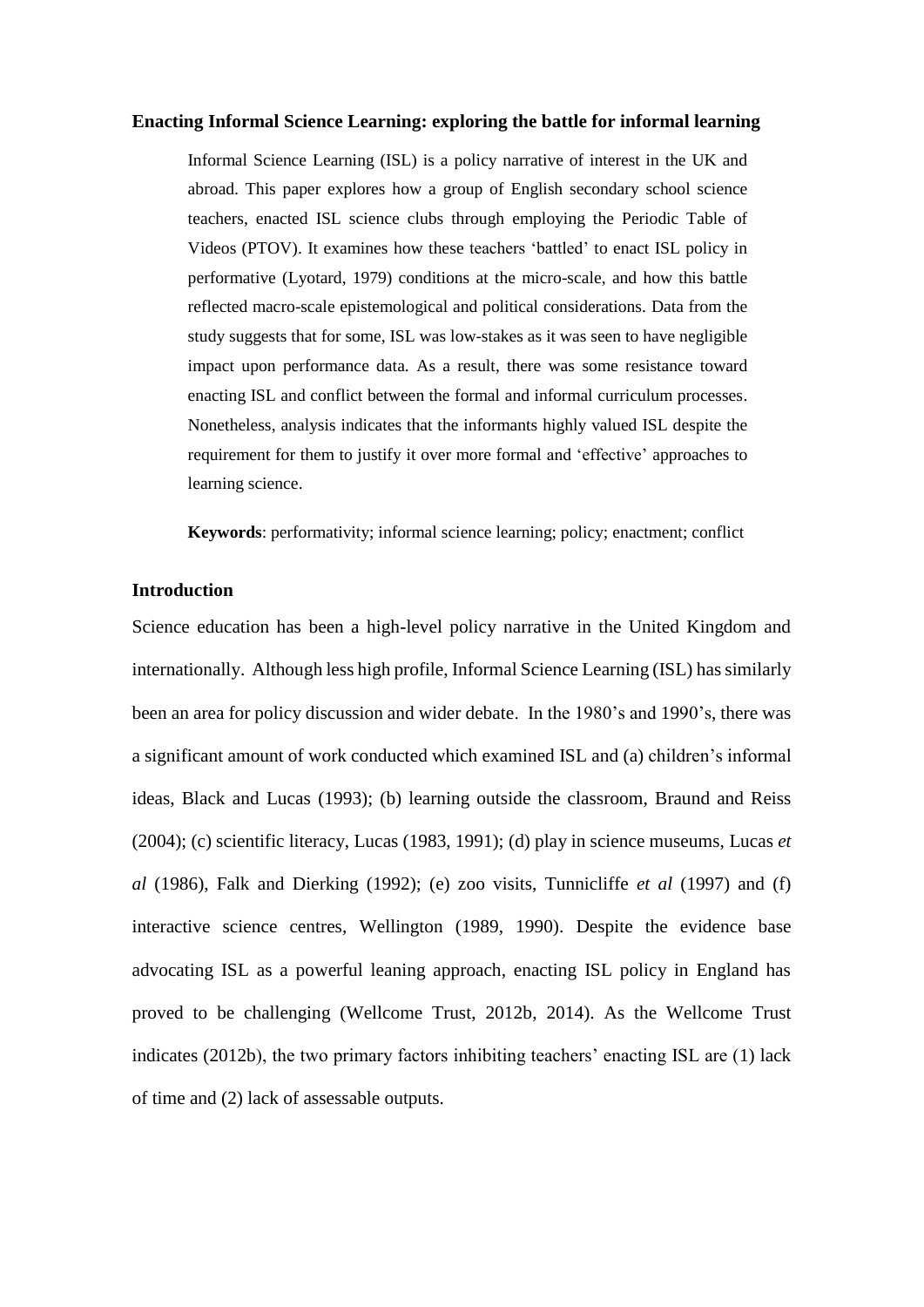# Enacting Informal Science Learning: exploring the battle for informal learning

Informal Science Learning (ISL) is a policy narrative of interest in the UK and abroad. This paper explores how a group of English secondary school science teachers, enacted ISL science clubs through employing the Periodic Table of Videos (PTOV). It examines how these teachers 'battled' to enact ISL policy in performative (Lyotard, 1979) conditions at the micro-scale, and how this battle reflected macro-scale epistemological and political considerations. Data from the study suggests that for some, ISL was low-stakes as it was seen to have negligible impact upon performance data. As a result, there was some resistance toward enacting ISL and conflict between the formal and informal curriculum processes. Nonetheless, analysis indicates that the informants highly valued ISL despite the requirement for them to justify it over more formal and 'effective' approaches to learning science.

**Keywords**: performativity; informal science learning; policy; enactment; conflict

## Introduction

Science education has been a high-level policy narrative in the United Kingdom and internationally. Although less high profile, Informal Science Learning (ISL) has similarly been an area for policy discussion and wider debate. In the 1980's and 1990's, there was a significant amount of work conducted which examined ISL and (a) children's informal ideas, Black and Lucas (1993); (b) learning outside the classroom, Braund and Reiss (2004); (c) scientific literacy, Lucas (1983, 1991); (d) play in science museums, Lucas *et al* (1986), Falk and Dierking (1992); (e) zoo visits, Tunnicliffe *et al* (1997) and (f) interactive science centres, Wellington (1989, 1990). Despite the evidence base advocating ISL as a powerful leaning approach, enacting ISL policy in England has proved to be challenging (Wellcome Trust, 2012b, 2014). As the Wellcome Trust indicates (2012b), the two primary factors inhibiting teachers' enacting ISL are (1) lack of time and (2) lack of assessable outputs.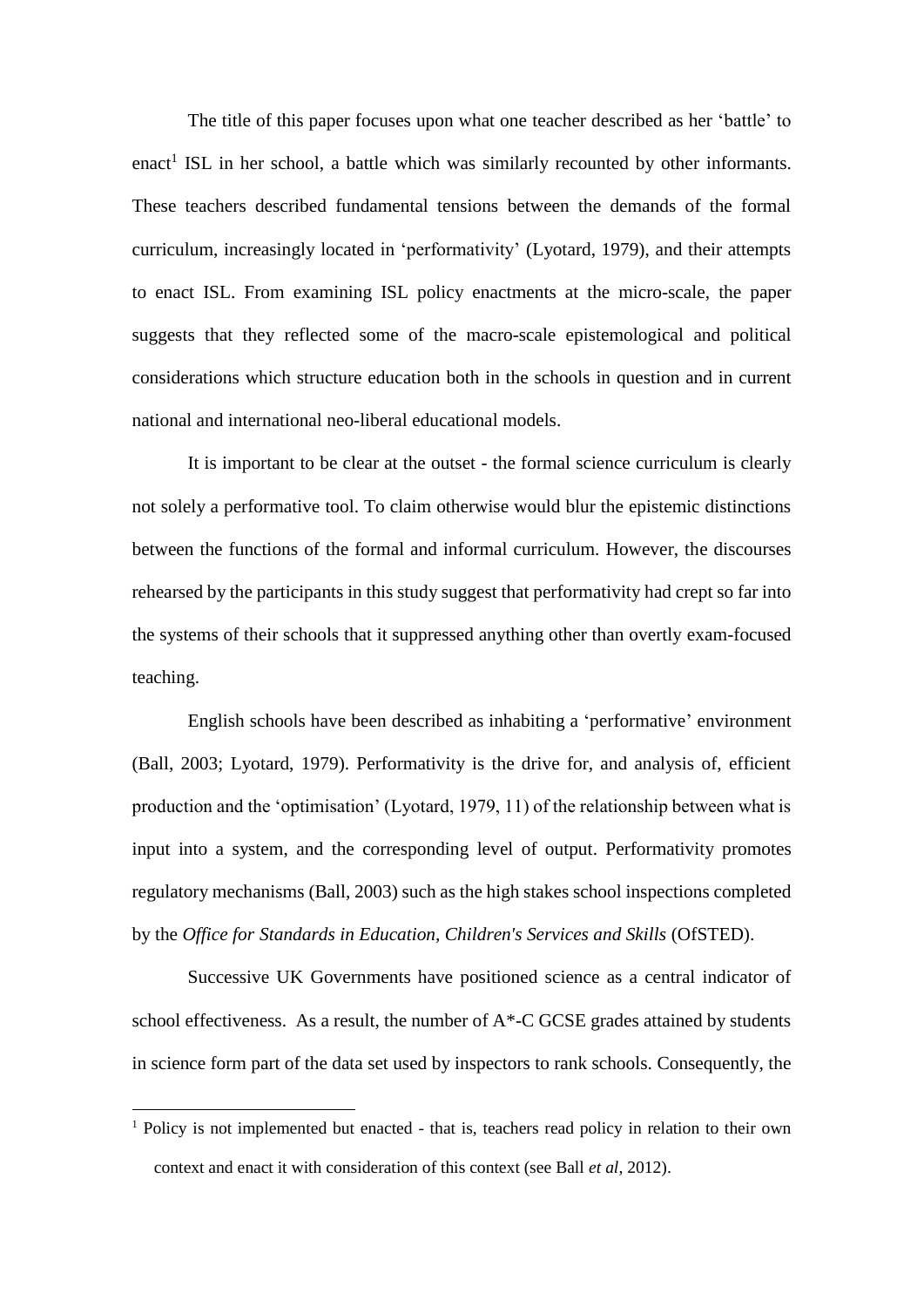The title of this paper focuses upon what one teacher described as her 'battle' to enact[1] ISL in her school, a battle which was similarly recounted by other informants. These teachers described fundamental tensions between the demands of the formal curriculum, increasingly located in 'performativity' (Lyotard, 1979), and their attempts to enact ISL. From examining ISL policy enactments at the micro-scale, the paper suggests that they reflected some of the macro-scale epistemological and political considerations which structure education both in the schools in question and in current national and international neo-liberal educational models.

It is important to be clear at the outset - the formal science curriculum is clearly not solely a performative tool. To claim otherwise would blur the epistemic distinctions between the functions of the formal and informal curriculum. However, the discourses rehearsed by the participants in this study suggest that performativity had crept so far into the systems of their schools that it suppressed anything other than overtly exam-focused teaching.

English schools have been described as inhabiting a 'performative' environment (Ball, 2003; Lyotard, 1979). Performativity is the drive for, and analysis of, efficient production and the 'optimisation' (Lyotard, 1979, 11) of the relationship between what is input into a system, and the corresponding level of output. Performativity promotes regulatory mechanisms (Ball, 2003) such as the high stakes school inspections completed by the *Office for Standards in Education, Children's Services and Skills* (OfSTED).

Successive UK Governments have positioned science as a central indicator of school effectiveness. As a result, the number of A*-C GCSE grades attained by students in science form part of the data set used by inspectors to rank schools. Consequently, the

---

[1] Policy is not implemented but enacted - that is, teachers read policy in relation to their own context and enact it with consideration of this context (see Ball *et al*, 2012).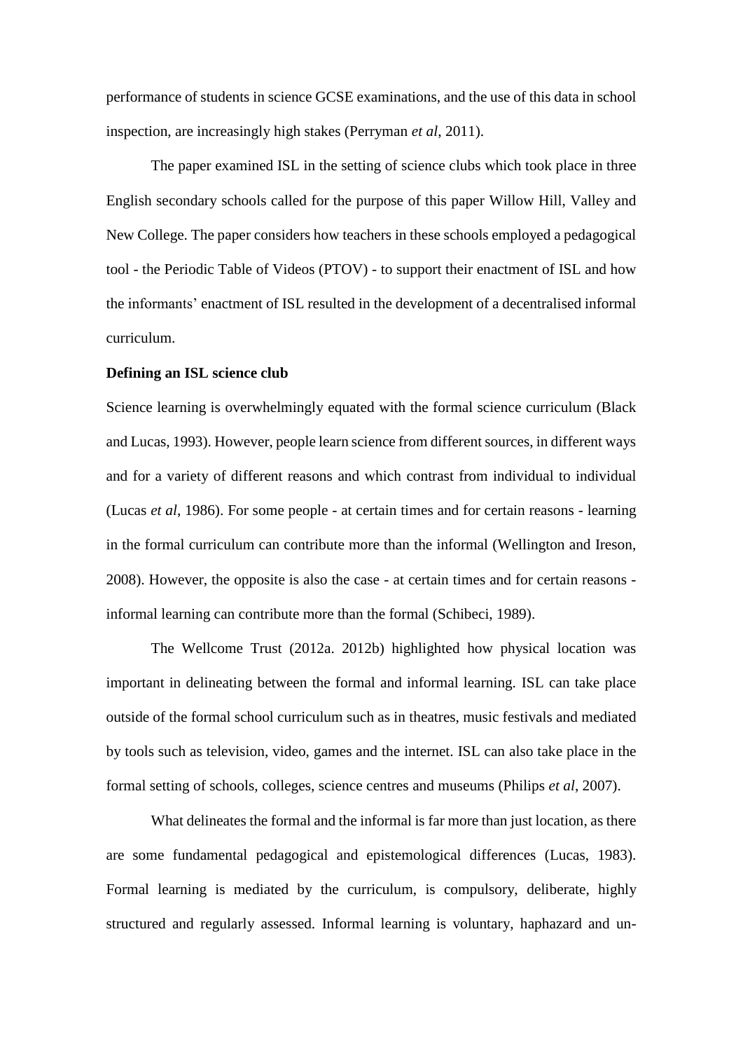performance of students in science GCSE examinations, and the use of this data in school inspection, are increasingly high stakes (Perryman *et al*, 2011).

The paper examined ISL in the setting of science clubs which took place in three English secondary schools called for the purpose of this paper Willow Hill, Valley and New College. The paper considers how teachers in these schools employed a pedagogical tool - the Periodic Table of Videos (PTOV) - to support their enactment of ISL and how the informants' enactment of ISL resulted in the development of a decentralised informal curriculum.

**Defining an ISL science club**

Science learning is overwhelmingly equated with the formal science curriculum (Black and Lucas, 1993). However, people learn science from different sources, in different ways and for a variety of different reasons and which contrast from individual to individual (Lucas *et al*, 1986). For some people - at certain times and for certain reasons - learning in the formal curriculum can contribute more than the informal (Wellington and Ireson, 2008). However, the opposite is also the case - at certain times and for certain reasons - informal learning can contribute more than the formal (Schibeci, 1989).

The Wellcome Trust (2012a. 2012b) highlighted how physical location was important in delineating between the formal and informal learning. ISL can take place outside of the formal school curriculum such as in theatres, music festivals and mediated by tools such as television, video, games and the internet. ISL can also take place in the formal setting of schools, colleges, science centres and museums (Philips *et al*, 2007).

What delineates the formal and the informal is far more than just location, as there are some fundamental pedagogical and epistemological differences (Lucas, 1983). Formal learning is mediated by the curriculum, is compulsory, deliberate, highly structured and regularly assessed. Informal learning is voluntary, haphazard and un-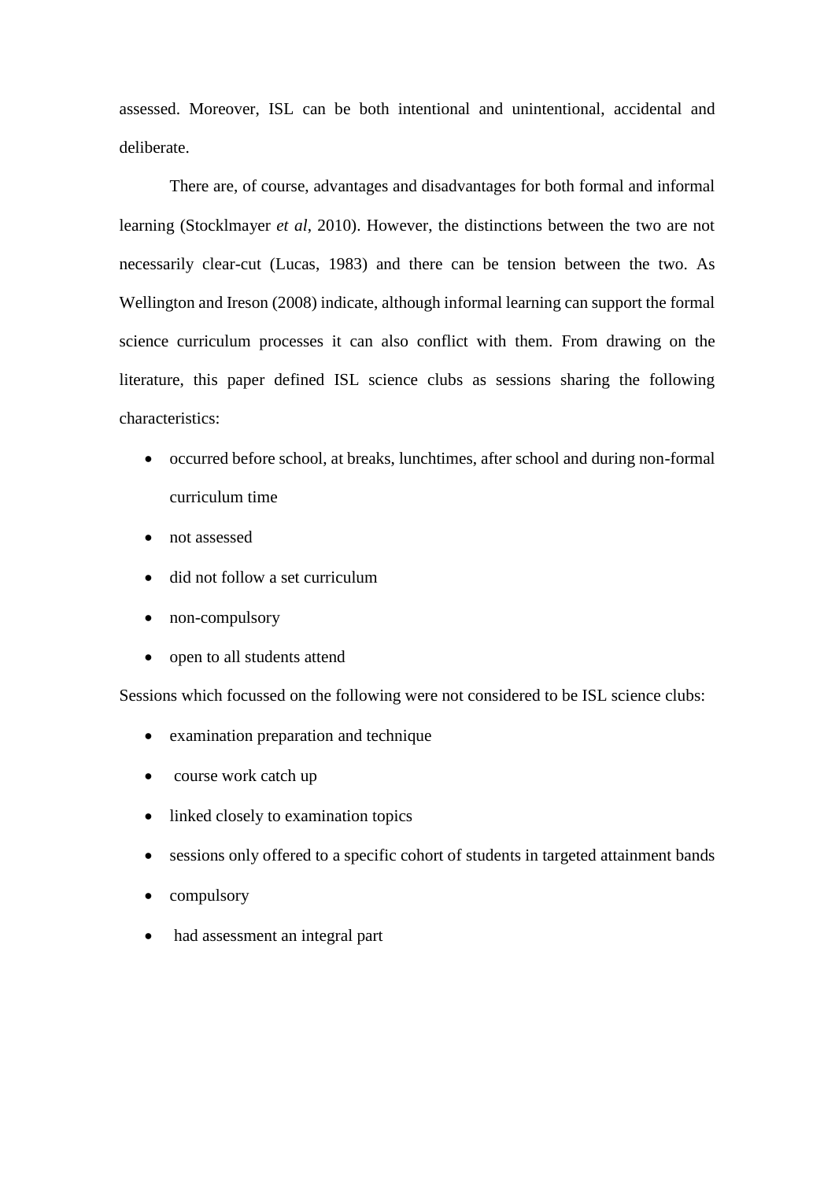assessed. Moreover, ISL can be both intentional and unintentional, accidental and deliberate.

There are, of course, advantages and disadvantages for both formal and informal learning (Stocklmayer *et al*, 2010). However, the distinctions between the two are not necessarily clear-cut (Lucas, 1983) and there can be tension between the two. As Wellington and Ireson (2008) indicate, although informal learning can support the formal science curriculum processes it can also conflict with them. From drawing on the literature, this paper defined ISL science clubs as sessions sharing the following characteristics:

- occurred before school, at breaks, lunchtimes, after school and during non-formal curriculum time
- not assessed
- did not follow a set curriculum
- non-compulsory
- open to all students attend

Sessions which focussed on the following were not considered to be ISL science clubs:

- examination preparation and technique
- course work catch up
- linked closely to examination topics
- sessions only offered to a specific cohort of students in targeted attainment bands
- compulsory
- had assessment an integral part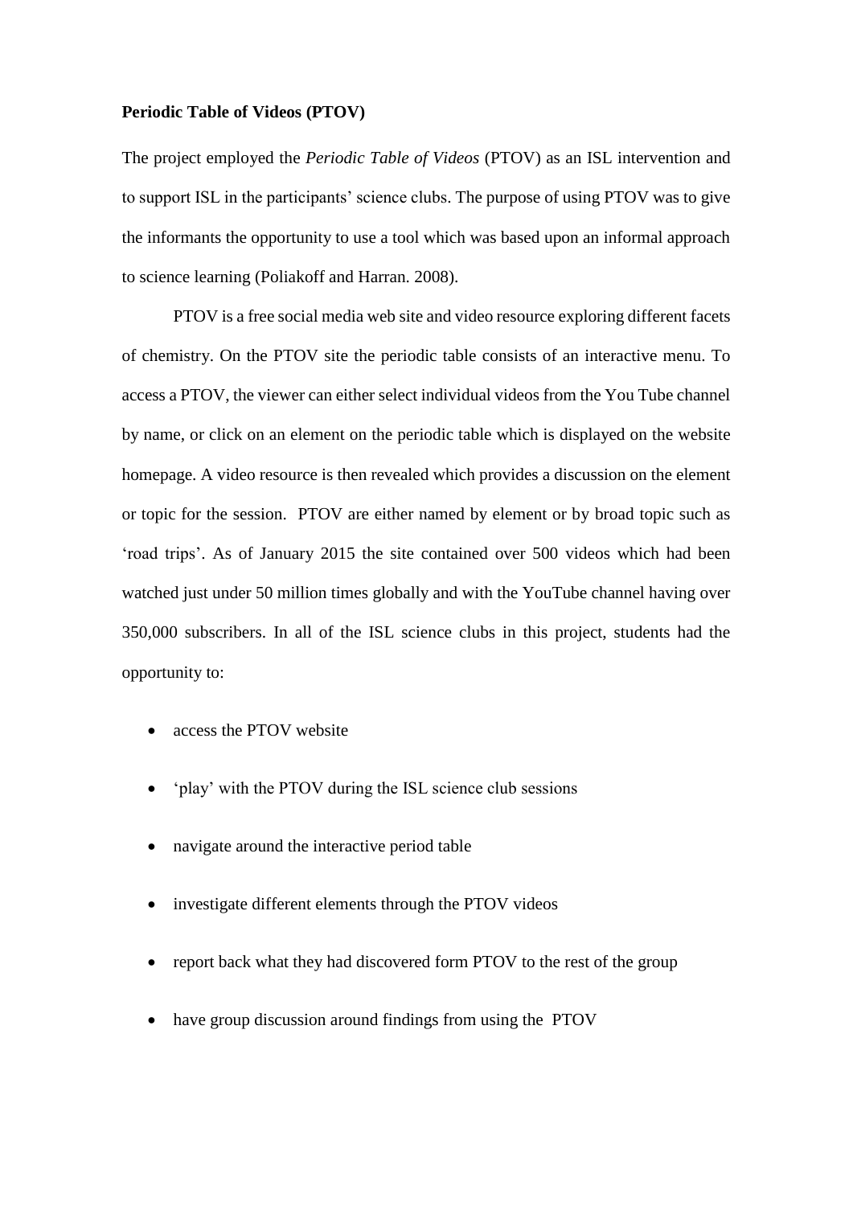**Periodic Table of Videos (PTOV)**

The project employed the *Periodic Table of Videos* (PTOV) as an ISL intervention and to support ISL in the participants' science clubs. The purpose of using PTOV was to give the informants the opportunity to use a tool which was based upon an informal approach to science learning (Poliakoff and Harran. 2008).

PTOV is a free social media web site and video resource exploring different facets of chemistry. On the PTOV site the periodic table consists of an interactive menu. To access a PTOV, the viewer can either select individual videos from the You Tube channel by name, or click on an element on the periodic table which is displayed on the website homepage. A video resource is then revealed which provides a discussion on the element or topic for the session. PTOV are either named by element or by broad topic such as 'road trips'. As of January 2015 the site contained over 500 videos which had been watched just under 50 million times globally and with the YouTube channel having over 350,000 subscribers. In all of the ISL science clubs in this project, students had the opportunity to:

- access the PTOV website
- 'play' with the PTOV during the ISL science club sessions
- navigate around the interactive period table
- investigate different elements through the PTOV videos
- report back what they had discovered form PTOV to the rest of the group
- have group discussion around findings from using the PTOV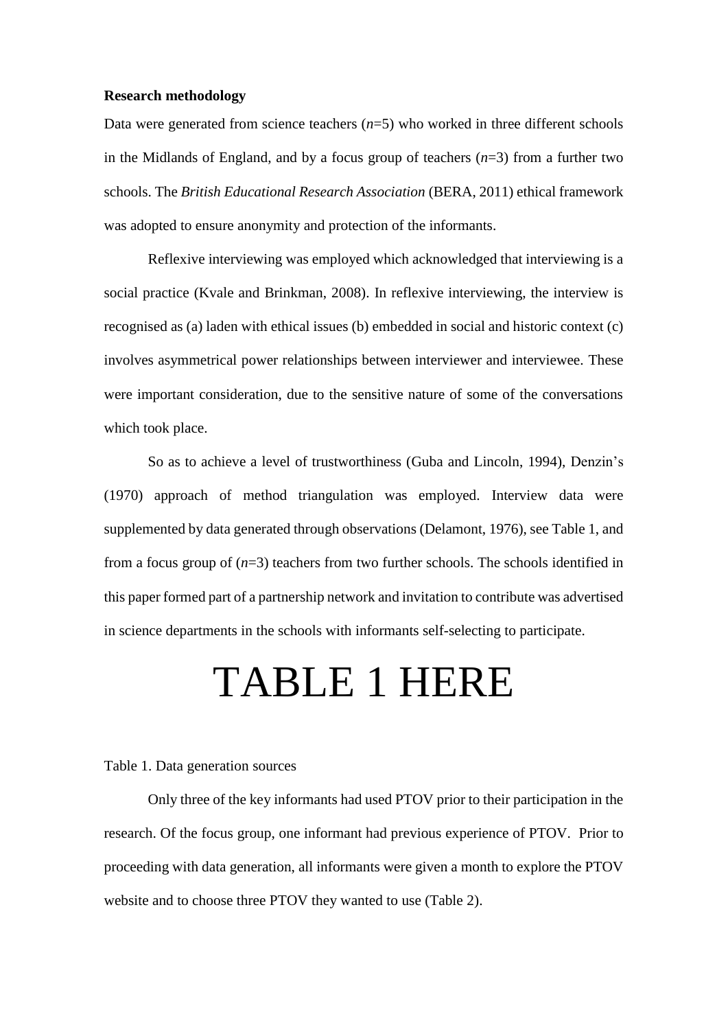**Research methodology**

Data were generated from science teachers (*n*=5) who worked in three different schools in the Midlands of England, and by a focus group of teachers (*n*=3) from a further two schools. The *British Educational Research Association* (BERA, 2011) ethical framework was adopted to ensure anonymity and protection of the informants.

Reflexive interviewing was employed which acknowledged that interviewing is a social practice (Kvale and Brinkman, 2008). In reflexive interviewing, the interview is recognised as (a) laden with ethical issues (b) embedded in social and historic context (c) involves asymmetrical power relationships between interviewer and interviewee. These were important consideration, due to the sensitive nature of some of the conversations which took place.

So as to achieve a level of trustworthiness (Guba and Lincoln, 1994), Denzin's (1970) approach of method triangulation was employed. Interview data were supplemented by data generated through observations (Delamont, 1976), see Table 1, and from a focus group of (*n*=3) teachers from two further schools. The schools identified in this paper formed part of a partnership network and invitation to contribute was advertised in science departments in the schools with informants self-selecting to participate.

# TABLE 1 HERE

Table 1. Data generation sources

Only three of the key informants had used PTOV prior to their participation in the research. Of the focus group, one informant had previous experience of PTOV. Prior to proceeding with data generation, all informants were given a month to explore the PTOV website and to choose three PTOV they wanted to use (Table 2).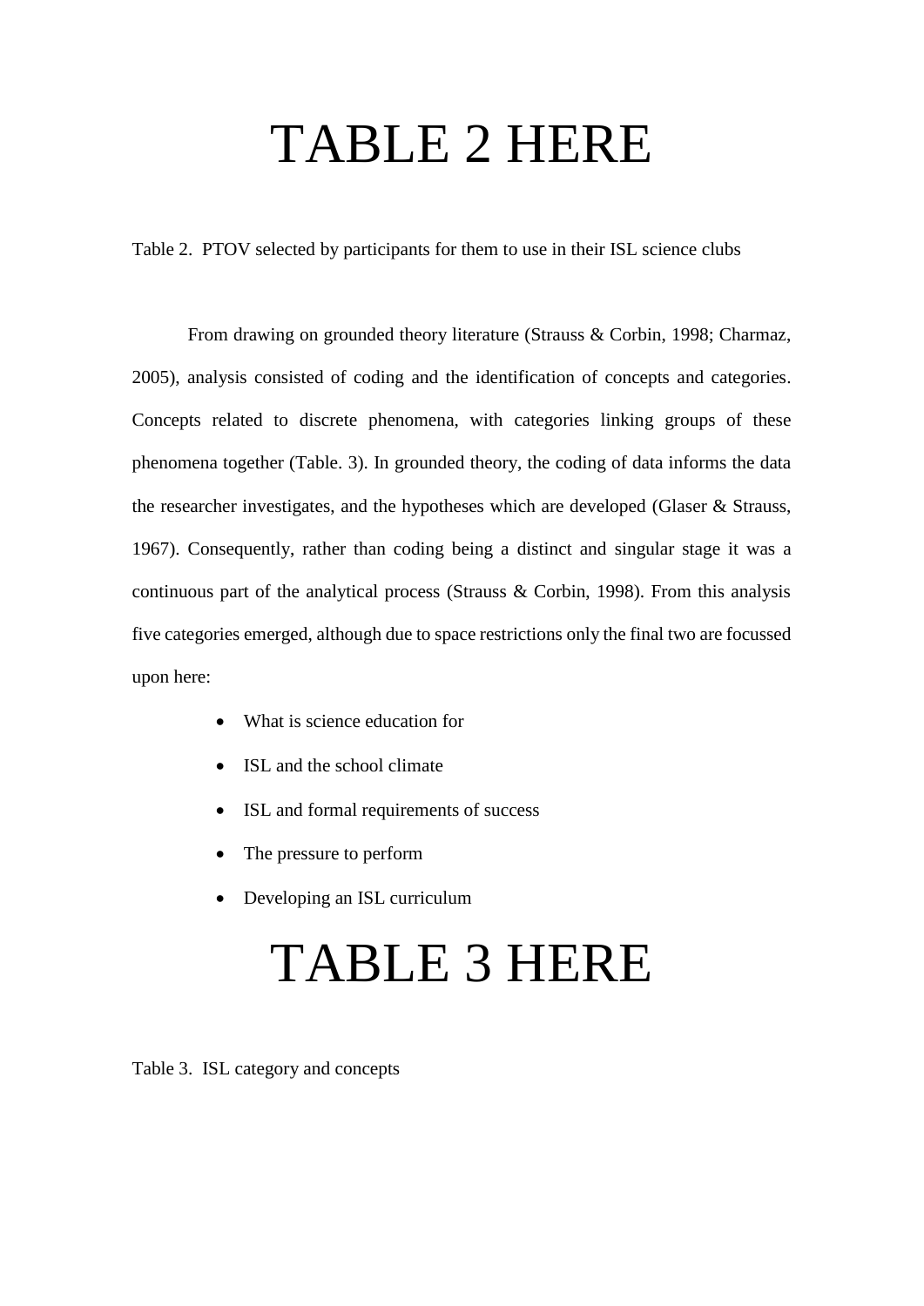# TABLE 2 HERE

Table 2. PTOV selected by participants for them to use in their ISL science clubs

From drawing on grounded theory literature (Strauss & Corbin, 1998; Charmaz, 2005), analysis consisted of coding and the identification of concepts and categories. Concepts related to discrete phenomena, with categories linking groups of these phenomena together (Table. 3). In grounded theory, the coding of data informs the data the researcher investigates, and the hypotheses which are developed (Glaser & Strauss, 1967). Consequently, rather than coding being a distinct and singular stage it was a continuous part of the analytical process (Strauss & Corbin, 1998). From this analysis five categories emerged, although due to space restrictions only the final two are focussed upon here:

- What is science education for
- ISL and the school climate
- ISL and formal requirements of success
- The pressure to perform
- Developing an ISL curriculum

# TABLE 3 HERE

Table 3. ISL category and concepts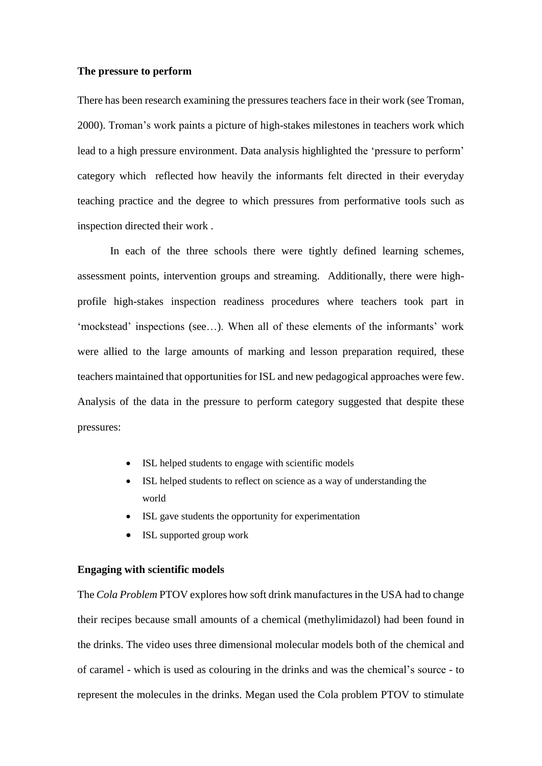**The pressure to perform**

There has been research examining the pressures teachers face in their work (see Troman, 2000). Troman's work paints a picture of high-stakes milestones in teachers work which lead to a high pressure environment. Data analysis highlighted the 'pressure to perform' category which reflected how heavily the informants felt directed in their everyday teaching practice and the degree to which pressures from performative tools such as inspection directed their work .

In each of the three schools there were tightly defined learning schemes, assessment points, intervention groups and streaming. Additionally, there were high-profile high-stakes inspection readiness procedures where teachers took part in 'mockstead' inspections (see…). When all of these elements of the informants' work were allied to the large amounts of marking and lesson preparation required, these teachers maintained that opportunities for ISL and new pedagogical approaches were few. Analysis of the data in the pressure to perform category suggested that despite these pressures:

- ISL helped students to engage with scientific models
- ISL helped students to reflect on science as a way of understanding the world
- ISL gave students the opportunity for experimentation
- ISL supported group work

**Engaging with scientific models**

The *Cola Problem* PTOV explores how soft drink manufactures in the USA had to change their recipes because small amounts of a chemical (methylimidazol) had been found in the drinks. The video uses three dimensional molecular models both of the chemical and of caramel - which is used as colouring in the drinks and was the chemical's source - to represent the molecules in the drinks. Megan used the Cola problem PTOV to stimulate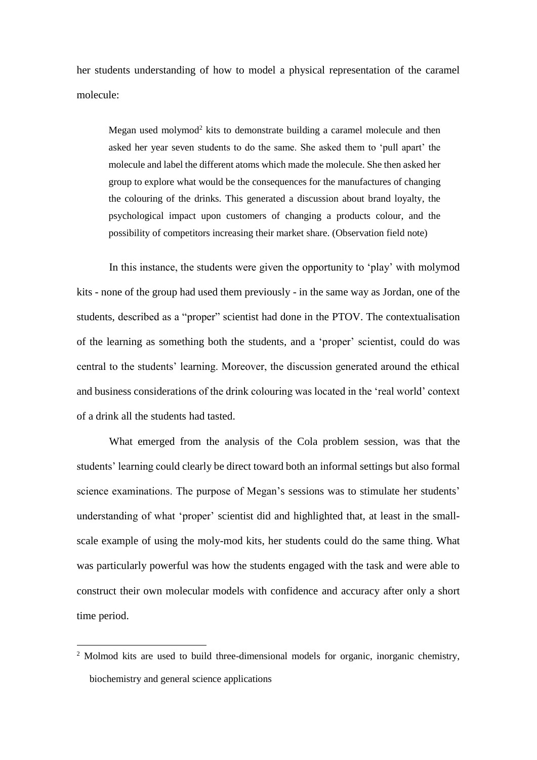her students understanding of how to model a physical representation of the caramel molecule:

> Megan used molymod[2] kits to demonstrate building a caramel molecule and then asked her year seven students to do the same. She asked them to 'pull apart' the molecule and label the different atoms which made the molecule. She then asked her group to explore what would be the consequences for the manufactures of changing the colouring of the drinks. This generated a discussion about brand loyalty, the psychological impact upon customers of changing a products colour, and the possibility of competitors increasing their market share. (Observation field note)

In this instance, the students were given the opportunity to 'play' with molymod kits - none of the group had used them previously - in the same way as Jordan, one of the students, described as a "proper" scientist had done in the PTOV. The contextualisation of the learning as something both the students, and a 'proper' scientist, could do was central to the students' learning. Moreover, the discussion generated around the ethical and business considerations of the drink colouring was located in the 'real world' context of a drink all the students had tasted.

What emerged from the analysis of the Cola problem session, was that the students' learning could clearly be direct toward both an informal settings but also formal science examinations. The purpose of Megan's sessions was to stimulate her students' understanding of what 'proper' scientist did and highlighted that, at least in the small-scale example of using the moly-mod kits, her students could do the same thing. What was particularly powerful was how the students engaged with the task and were able to construct their own molecular models with confidence and accuracy after only a short time period.

---

[2] Molmod kits are used to build three-dimensional models for organic, inorganic chemistry, biochemistry and general science applications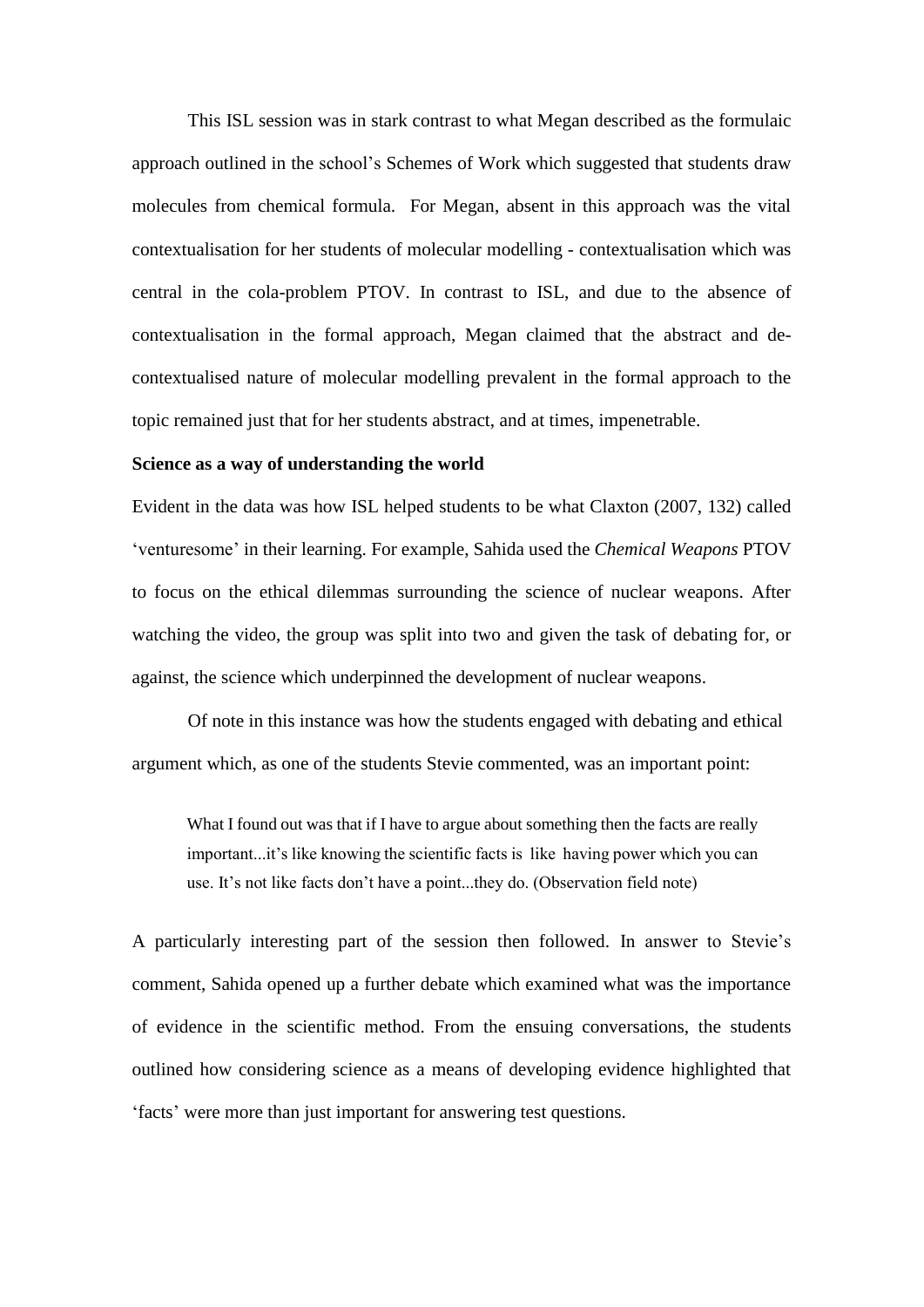This ISL session was in stark contrast to what Megan described as the formulaic approach outlined in the school's Schemes of Work which suggested that students draw molecules from chemical formula. For Megan, absent in this approach was the vital contextualisation for her students of molecular modelling - contextualisation which was central in the cola-problem PTOV. In contrast to ISL, and due to the absence of contextualisation in the formal approach, Megan claimed that the abstract and de-contextualised nature of molecular modelling prevalent in the formal approach to the topic remained just that for her students abstract, and at times, impenetrable.

**Science as a way of understanding the world**

Evident in the data was how ISL helped students to be what Claxton (2007, 132) called 'venturesome' in their learning. For example, Sahida used the *Chemical Weapons* PTOV to focus on the ethical dilemmas surrounding the science of nuclear weapons. After watching the video, the group was split into two and given the task of debating for, or against, the science which underpinned the development of nuclear weapons.

Of note in this instance was how the students engaged with debating and ethical argument which, as one of the students Stevie commented, was an important point:

> What I found out was that if I have to argue about something then the facts are really important...it's like knowing the scientific facts is like having power which you can use. It's not like facts don't have a point...they do. (Observation field note)

A particularly interesting part of the session then followed. In answer to Stevie's comment, Sahida opened up a further debate which examined what was the importance of evidence in the scientific method. From the ensuing conversations, the students outlined how considering science as a means of developing evidence highlighted that 'facts' were more than just important for answering test questions.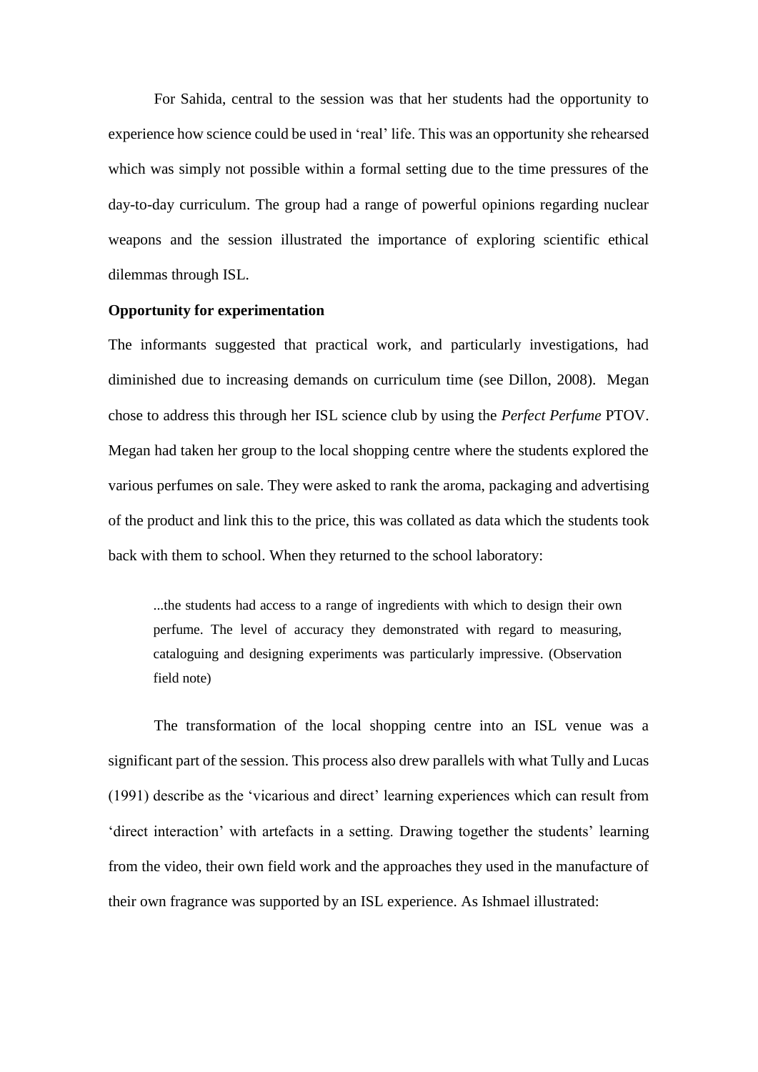For Sahida, central to the session was that her students had the opportunity to experience how science could be used in 'real' life. This was an opportunity she rehearsed which was simply not possible within a formal setting due to the time pressures of the day-to-day curriculum. The group had a range of powerful opinions regarding nuclear weapons and the session illustrated the importance of exploring scientific ethical dilemmas through ISL.

**Opportunity for experimentation**

The informants suggested that practical work, and particularly investigations, had diminished due to increasing demands on curriculum time (see Dillon, 2008). Megan chose to address this through her ISL science club by using the *Perfect Perfume* PTOV. Megan had taken her group to the local shopping centre where the students explored the various perfumes on sale. They were asked to rank the aroma, packaging and advertising of the product and link this to the price, this was collated as data which the students took back with them to school. When they returned to the school laboratory:

> ...the students had access to a range of ingredients with which to design their own perfume. The level of accuracy they demonstrated with regard to measuring, cataloguing and designing experiments was particularly impressive. (Observation field note)

The transformation of the local shopping centre into an ISL venue was a significant part of the session. This process also drew parallels with what Tully and Lucas (1991) describe as the 'vicarious and direct' learning experiences which can result from 'direct interaction' with artefacts in a setting. Drawing together the students' learning from the video, their own field work and the approaches they used in the manufacture of their own fragrance was supported by an ISL experience. As Ishmael illustrated: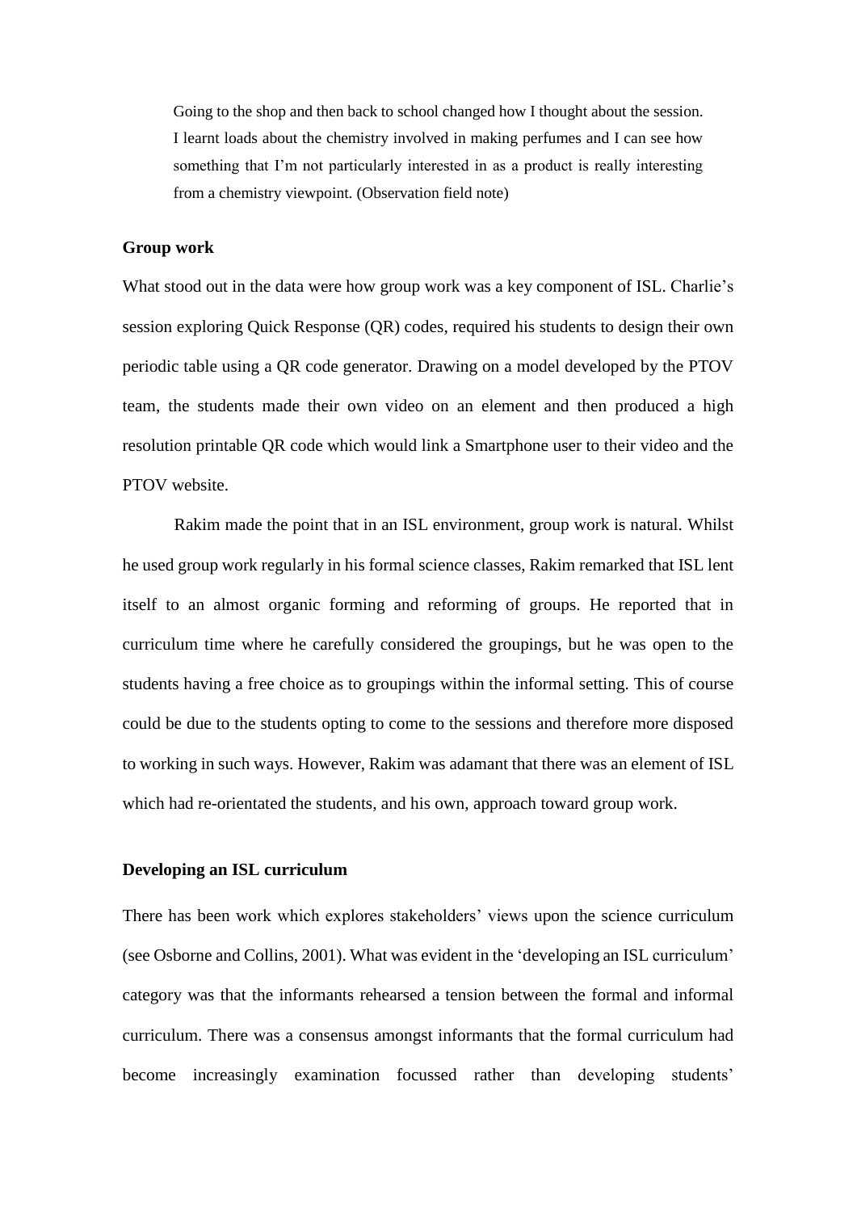> Going to the shop and then back to school changed how I thought about the session. I learnt loads about the chemistry involved in making perfumes and I can see how something that I'm not particularly interested in as a product is really interesting from a chemistry viewpoint. (Observation field note)

### Group work

What stood out in the data were how group work was a key component of ISL. Charlie's session exploring Quick Response (QR) codes, required his students to design their own periodic table using a QR code generator. Drawing on a model developed by the PTOV team, the students made their own video on an element and then produced a high resolution printable QR code which would link a Smartphone user to their video and the PTOV website.

Rakim made the point that in an ISL environment, group work is natural. Whilst he used group work regularly in his formal science classes, Rakim remarked that ISL lent itself to an almost organic forming and reforming of groups. He reported that in curriculum time where he carefully considered the groupings, but he was open to the students having a free choice as to groupings within the informal setting. This of course could be due to the students opting to come to the sessions and therefore more disposed to working in such ways. However, Rakim was adamant that there was an element of ISL which had re-orientated the students, and his own, approach toward group work.

### Developing an ISL curriculum

There has been work which explores stakeholders' views upon the science curriculum (see Osborne and Collins, 2001). What was evident in the 'developing an ISL curriculum' category was that the informants rehearsed a tension between the formal and informal curriculum. There was a consensus amongst informants that the formal curriculum had become increasingly examination focussed rather than developing students'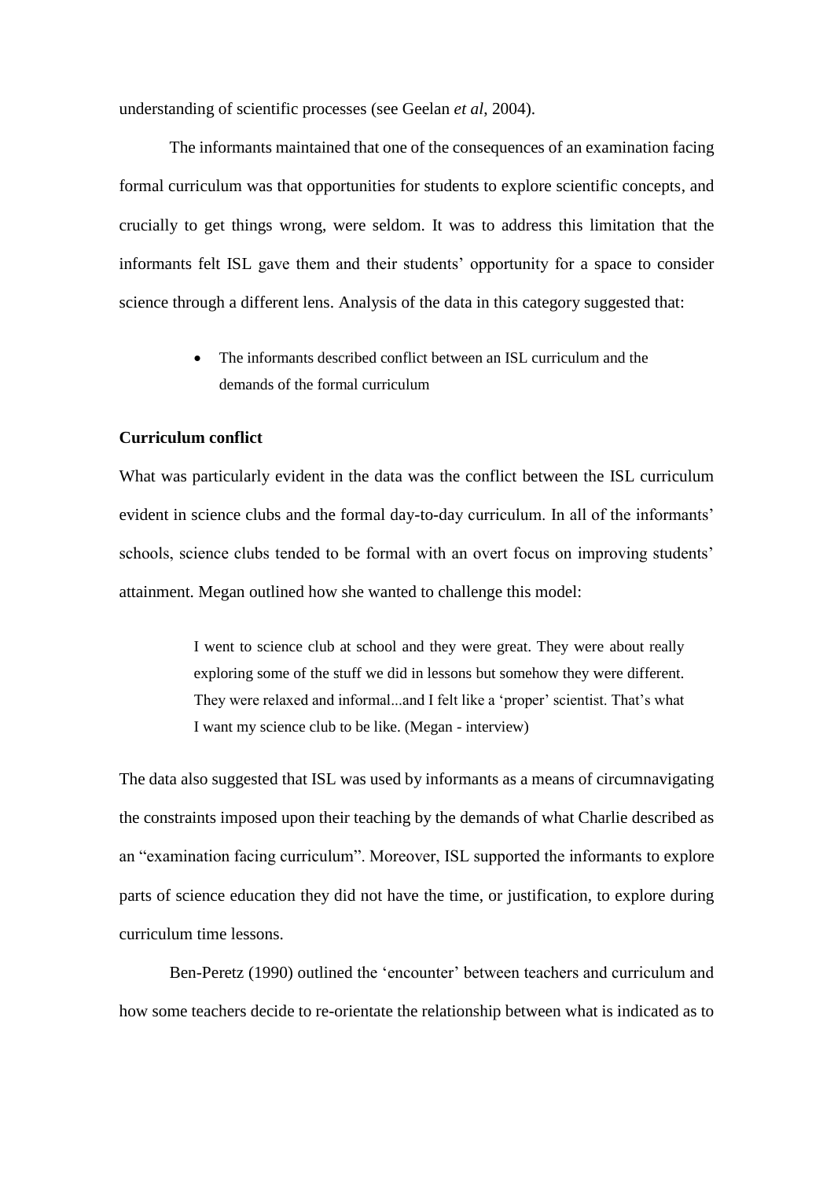understanding of scientific processes (see Geelan *et al*, 2004).

The informants maintained that one of the consequences of an examination facing formal curriculum was that opportunities for students to explore scientific concepts, and crucially to get things wrong, were seldom. It was to address this limitation that the informants felt ISL gave them and their students' opportunity for a space to consider science through a different lens. Analysis of the data in this category suggested that:

- The informants described conflict between an ISL curriculum and the demands of the formal curriculum

**Curriculum conflict**

What was particularly evident in the data was the conflict between the ISL curriculum evident in science clubs and the formal day-to-day curriculum. In all of the informants' schools, science clubs tended to be formal with an overt focus on improving students' attainment. Megan outlined how she wanted to challenge this model:

> I went to science club at school and they were great. They were about really exploring some of the stuff we did in lessons but somehow they were different. They were relaxed and informal...and I felt like a 'proper' scientist. That's what I want my science club to be like. (Megan - interview)

The data also suggested that ISL was used by informants as a means of circumnavigating the constraints imposed upon their teaching by the demands of what Charlie described as an "examination facing curriculum". Moreover, ISL supported the informants to explore parts of science education they did not have the time, or justification, to explore during curriculum time lessons.

Ben-Peretz (1990) outlined the 'encounter' between teachers and curriculum and how some teachers decide to re-orientate the relationship between what is indicated as to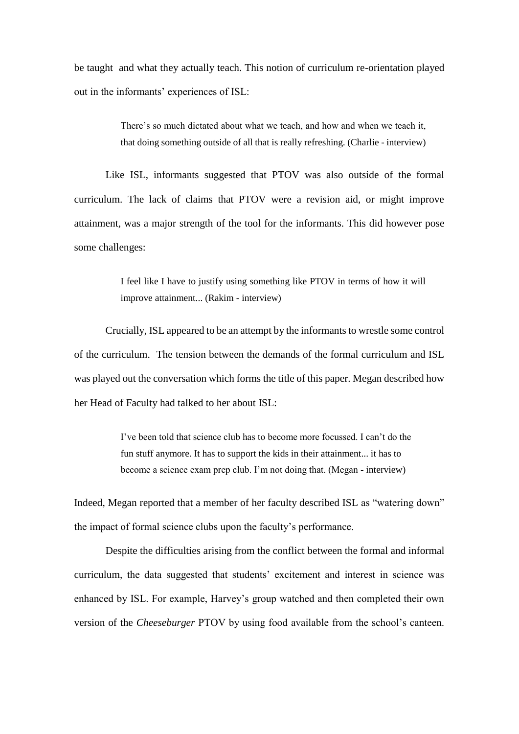be taught and what they actually teach. This notion of curriculum re-orientation played out in the informants' experiences of ISL:

> There's so much dictated about what we teach, and how and when we teach it, that doing something outside of all that is really refreshing. (Charlie - interview)

Like ISL, informants suggested that PTOV was also outside of the formal curriculum. The lack of claims that PTOV were a revision aid, or might improve attainment, was a major strength of the tool for the informants. This did however pose some challenges:

> I feel like I have to justify using something like PTOV in terms of how it will improve attainment... (Rakim - interview)

Crucially, ISL appeared to be an attempt by the informants to wrestle some control of the curriculum. The tension between the demands of the formal curriculum and ISL was played out the conversation which forms the title of this paper. Megan described how her Head of Faculty had talked to her about ISL:

> I've been told that science club has to become more focussed. I can't do the fun stuff anymore. It has to support the kids in their attainment... it has to become a science exam prep club. I'm not doing that. (Megan - interview)

Indeed, Megan reported that a member of her faculty described ISL as "watering down" the impact of formal science clubs upon the faculty's performance.

Despite the difficulties arising from the conflict between the formal and informal curriculum, the data suggested that students' excitement and interest in science was enhanced by ISL. For example, Harvey's group watched and then completed their own version of the *Cheeseburger* PTOV by using food available from the school's canteen.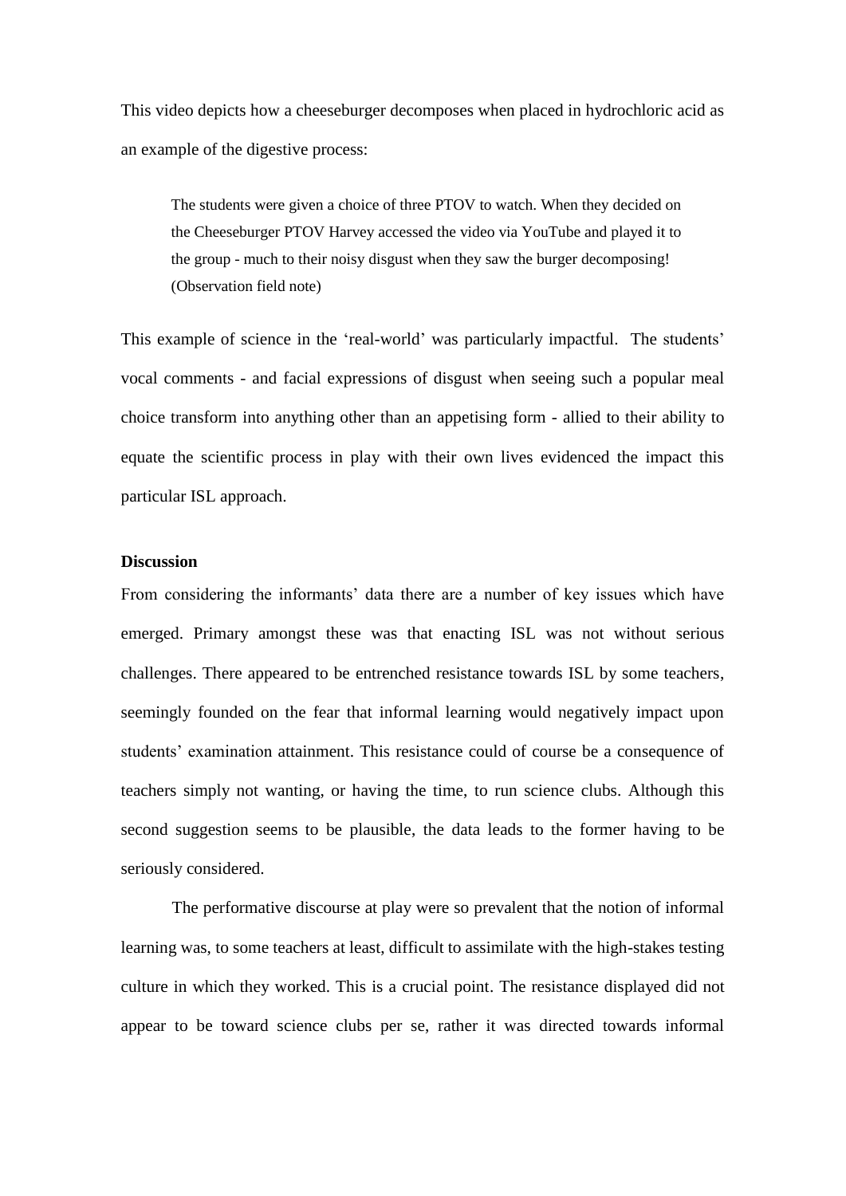This video depicts how a cheeseburger decomposes when placed in hydrochloric acid as an example of the digestive process:

> The students were given a choice of three PTOV to watch. When they decided on the Cheeseburger PTOV Harvey accessed the video via YouTube and played it to the group - much to their noisy disgust when they saw the burger decomposing! (Observation field note)

This example of science in the 'real-world' was particularly impactful. The students' vocal comments - and facial expressions of disgust when seeing such a popular meal choice transform into anything other than an appetising form - allied to their ability to equate the scientific process in play with their own lives evidenced the impact this particular ISL approach.

**Discussion**

From considering the informants' data there are a number of key issues which have emerged. Primary amongst these was that enacting ISL was not without serious challenges. There appeared to be entrenched resistance towards ISL by some teachers, seemingly founded on the fear that informal learning would negatively impact upon students' examination attainment. This resistance could of course be a consequence of teachers simply not wanting, or having the time, to run science clubs. Although this second suggestion seems to be plausible, the data leads to the former having to be seriously considered.

The performative discourse at play were so prevalent that the notion of informal learning was, to some teachers at least, difficult to assimilate with the high-stakes testing culture in which they worked. This is a crucial point. The resistance displayed did not appear to be toward science clubs per se, rather it was directed towards informal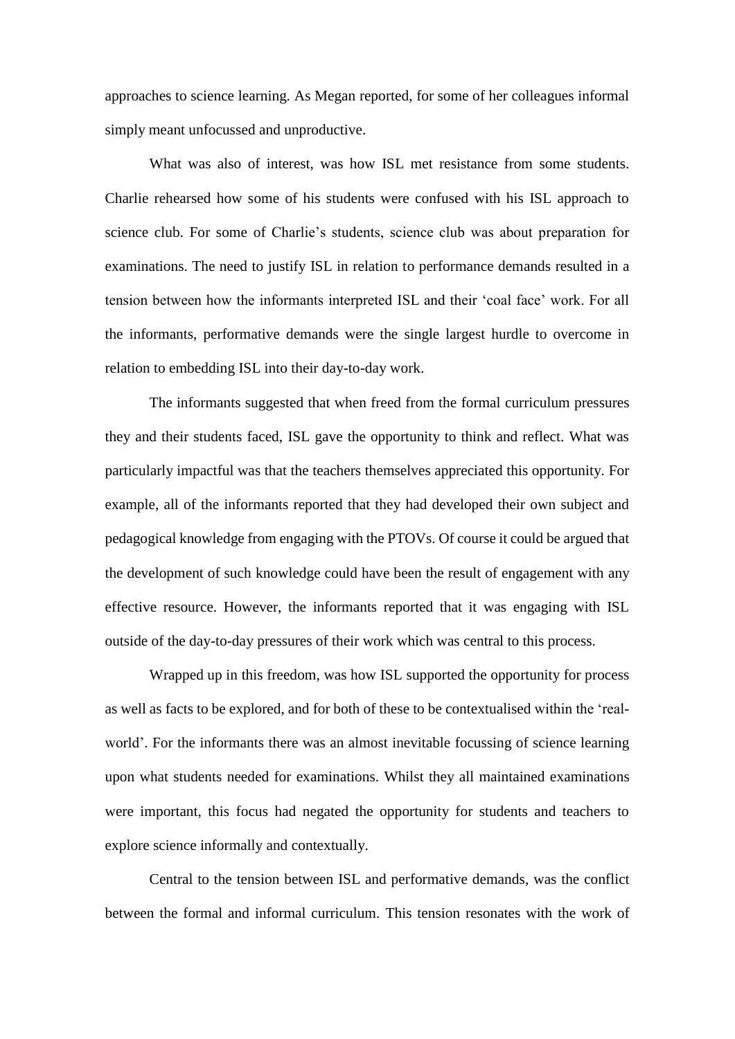approaches to science learning. As Megan reported, for some of her colleagues informal simply meant unfocussed and unproductive.

What was also of interest, was how ISL met resistance from some students. Charlie rehearsed how some of his students were confused with his ISL approach to science club. For some of Charlie's students, science club was about preparation for examinations. The need to justify ISL in relation to performance demands resulted in a tension between how the informants interpreted ISL and their 'coal face' work. For all the informants, performative demands were the single largest hurdle to overcome in relation to embedding ISL into their day-to-day work.

The informants suggested that when freed from the formal curriculum pressures they and their students faced, ISL gave the opportunity to think and reflect. What was particularly impactful was that the teachers themselves appreciated this opportunity. For example, all of the informants reported that they had developed their own subject and pedagogical knowledge from engaging with the PTOVs. Of course it could be argued that the development of such knowledge could have been the result of engagement with any effective resource. However, the informants reported that it was engaging with ISL outside of the day-to-day pressures of their work which was central to this process.

Wrapped up in this freedom, was how ISL supported the opportunity for process as well as facts to be explored, and for both of these to be contextualised within the 'real-world'. For the informants there was an almost inevitable focussing of science learning upon what students needed for examinations. Whilst they all maintained examinations were important, this focus had negated the opportunity for students and teachers to explore science informally and contextually.

Central to the tension between ISL and performative demands, was the conflict between the formal and informal curriculum. This tension resonates with the work of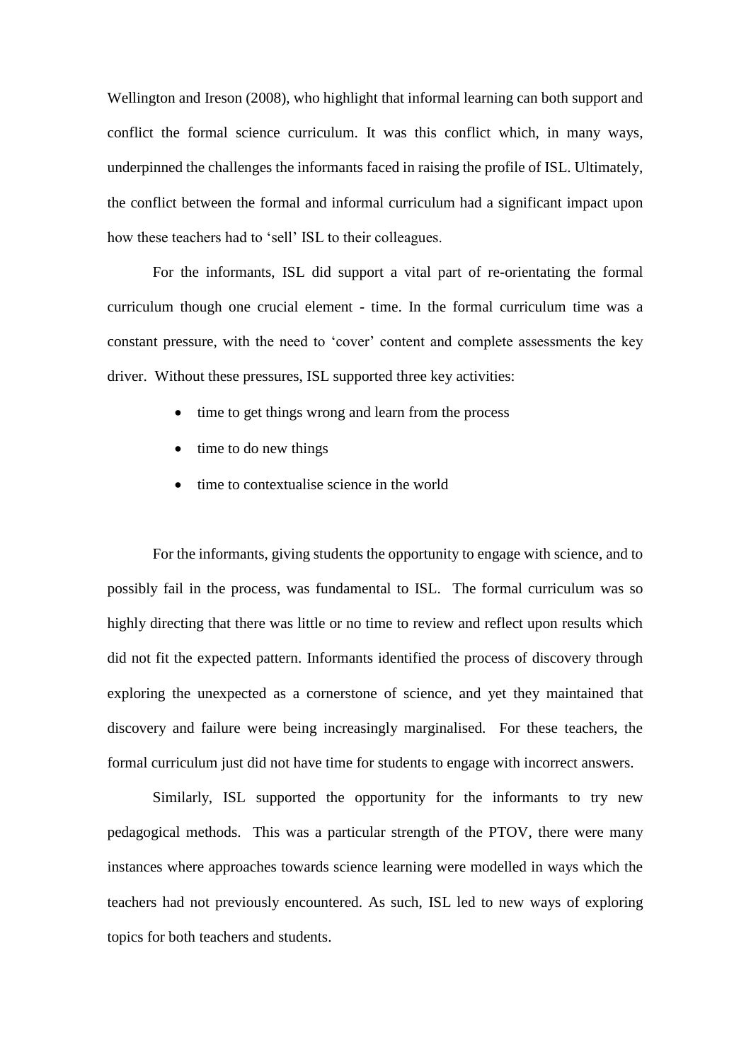Wellington and Ireson (2008), who highlight that informal learning can both support and conflict the formal science curriculum. It was this conflict which, in many ways, underpinned the challenges the informants faced in raising the profile of ISL. Ultimately, the conflict between the formal and informal curriculum had a significant impact upon how these teachers had to 'sell' ISL to their colleagues.

For the informants, ISL did support a vital part of re-orientating the formal curriculum though one crucial element - time. In the formal curriculum time was a constant pressure, with the need to 'cover' content and complete assessments the key driver. Without these pressures, ISL supported three key activities:

- time to get things wrong and learn from the process
- time to do new things
- time to contextualise science in the world

For the informants, giving students the opportunity to engage with science, and to possibly fail in the process, was fundamental to ISL. The formal curriculum was so highly directing that there was little or no time to review and reflect upon results which did not fit the expected pattern. Informants identified the process of discovery through exploring the unexpected as a cornerstone of science, and yet they maintained that discovery and failure were being increasingly marginalised. For these teachers, the formal curriculum just did not have time for students to engage with incorrect answers.

Similarly, ISL supported the opportunity for the informants to try new pedagogical methods. This was a particular strength of the PTOV, there were many instances where approaches towards science learning were modelled in ways which the teachers had not previously encountered. As such, ISL led to new ways of exploring topics for both teachers and students.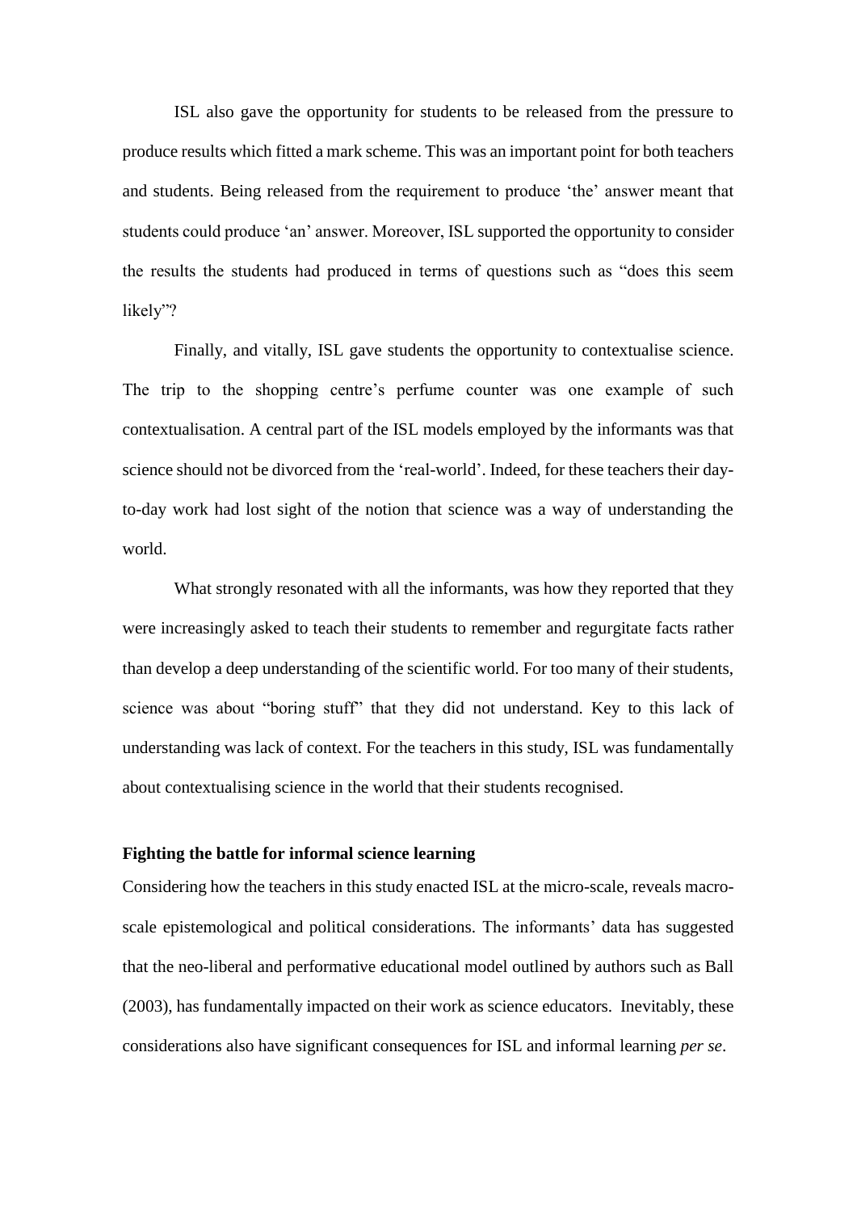ISL also gave the opportunity for students to be released from the pressure to produce results which fitted a mark scheme. This was an important point for both teachers and students. Being released from the requirement to produce 'the' answer meant that students could produce 'an' answer. Moreover, ISL supported the opportunity to consider the results the students had produced in terms of questions such as "does this seem likely"?

Finally, and vitally, ISL gave students the opportunity to contextualise science. The trip to the shopping centre's perfume counter was one example of such contextualisation. A central part of the ISL models employed by the informants was that science should not be divorced from the 'real-world'. Indeed, for these teachers their day-to-day work had lost sight of the notion that science was a way of understanding the world.

What strongly resonated with all the informants, was how they reported that they were increasingly asked to teach their students to remember and regurgitate facts rather than develop a deep understanding of the scientific world. For too many of their students, science was about "boring stuff" that they did not understand. Key to this lack of understanding was lack of context. For the teachers in this study, ISL was fundamentally about contextualising science in the world that their students recognised.

**Fighting the battle for informal science learning**

Considering how the teachers in this study enacted ISL at the micro-scale, reveals macro-scale epistemological and political considerations. The informants' data has suggested that the neo-liberal and performative educational model outlined by authors such as Ball (2003), has fundamentally impacted on their work as science educators. Inevitably, these considerations also have significant consequences for ISL and informal learning *per se*.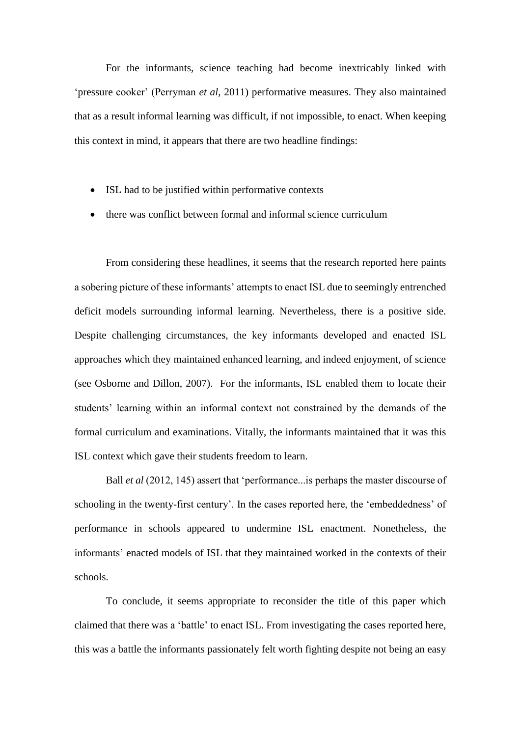For the informants, science teaching had become inextricably linked with 'pressure cooker' (Perryman *et al*, 2011) performative measures. They also maintained that as a result informal learning was difficult, if not impossible, to enact. When keeping this context in mind, it appears that there are two headline findings:

- ISL had to be justified within performative contexts
- there was conflict between formal and informal science curriculum

From considering these headlines, it seems that the research reported here paints a sobering picture of these informants' attempts to enact ISL due to seemingly entrenched deficit models surrounding informal learning. Nevertheless, there is a positive side. Despite challenging circumstances, the key informants developed and enacted ISL approaches which they maintained enhanced learning, and indeed enjoyment, of science (see Osborne and Dillon, 2007). For the informants, ISL enabled them to locate their students' learning within an informal context not constrained by the demands of the formal curriculum and examinations. Vitally, the informants maintained that it was this ISL context which gave their students freedom to learn.

Ball *et al* (2012, 145) assert that 'performance...is perhaps the master discourse of schooling in the twenty-first century'. In the cases reported here, the 'embeddedness' of performance in schools appeared to undermine ISL enactment. Nonetheless, the informants' enacted models of ISL that they maintained worked in the contexts of their schools.

To conclude, it seems appropriate to reconsider the title of this paper which claimed that there was a 'battle' to enact ISL. From investigating the cases reported here, this was a battle the informants passionately felt worth fighting despite not being an easy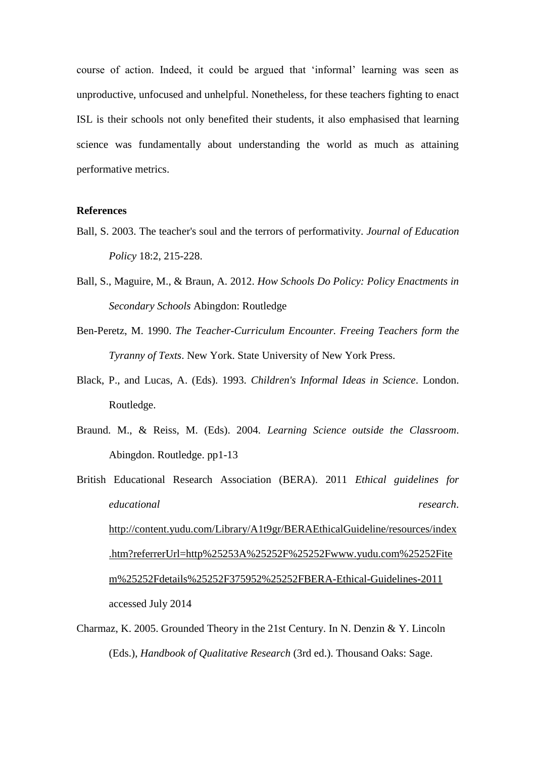course of action. Indeed, it could be argued that 'informal' learning was seen as unproductive, unfocused and unhelpful. Nonetheless, for these teachers fighting to enact ISL is their schools not only benefited their students, it also emphasised that learning science was fundamentally about understanding the world as much as attaining performative metrics.

**References**

Ball, S. 2003. The teacher's soul and the terrors of performativity. *Journal of Education Policy* 18:2, 215-228.

Ball, S., Maguire, M., & Braun, A. 2012. *How Schools Do Policy: Policy Enactments in Secondary Schools* Abingdon: Routledge

Ben-Peretz, M. 1990. *The Teacher-Curriculum Encounter. Freeing Teachers form the Tyranny of Texts*. New York. State University of New York Press.

Black, P., and Lucas, A. (Eds). 1993. *Children's Informal Ideas in Science*. London. Routledge.

Braund. M., & Reiss, M. (Eds). 2004. *Learning Science outside the Classroom*. Abingdon. Routledge. pp1-13

British Educational Research Association (BERA). 2011 *Ethical guidelines for educational research*. http://content.yudu.com/Library/A1t9gr/BERAEthicalGuideline/resources/index.htm?referrerUrl=http%25253A%25252F%25252Fwww.yudu.com%25252Fitem%25252Fdetails%25252F375952%25252FBERA-Ethical-Guidelines-2011 accessed July 2014

Charmaz, K. 2005. Grounded Theory in the 21st Century. In N. Denzin & Y. Lincoln (Eds.), *Handbook of Qualitative Research* (3rd ed.). Thousand Oaks: Sage.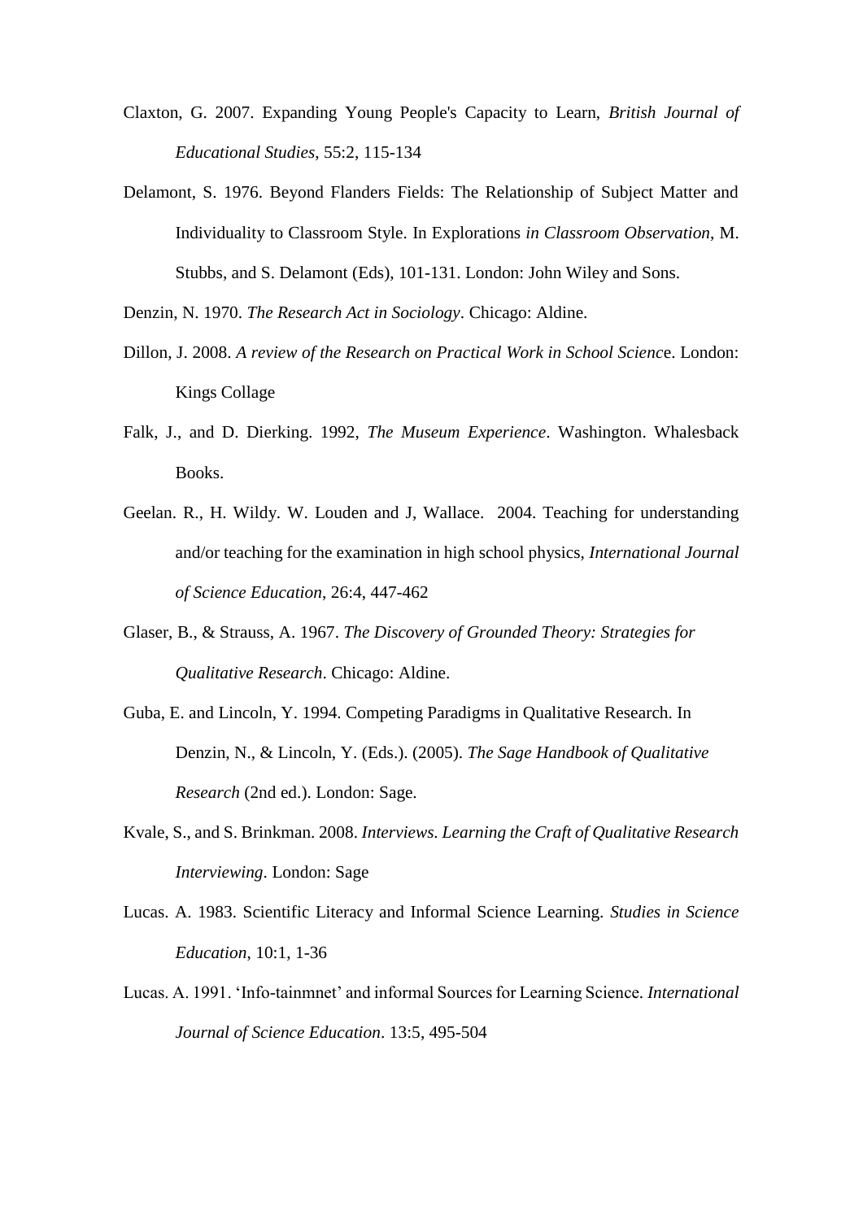Claxton, G. 2007. Expanding Young People's Capacity to Learn, *British Journal of Educational Studies*, 55:2, 115-134

Delamont, S. 1976. Beyond Flanders Fields: The Relationship of Subject Matter and Individuality to Classroom Style. In Explorations *in Classroom Observation*, M. Stubbs, and S. Delamont (Eds), 101-131. London: John Wiley and Sons.

Denzin, N. 1970. *The Research Act in Sociology*. Chicago: Aldine.

Dillon, J. 2008. *A review of the Research on Practical Work in School Scienc*e. London: Kings Collage

Falk, J., and D. Dierking. 1992, *The Museum Experience*. Washington. Whalesback Books.

Geelan. R., H. Wildy. W. Louden and J, Wallace. 2004. Teaching for understanding and/or teaching for the examination in high school physics, *International Journal of Science Education*, 26:4, 447-462

Glaser, B., & Strauss, A. 1967. *The Discovery of Grounded Theory: Strategies for Qualitative Research*. Chicago: Aldine.

Guba, E. and Lincoln, Y. 1994. Competing Paradigms in Qualitative Research. In Denzin, N., & Lincoln, Y. (Eds.). (2005). *The Sage Handbook of Qualitative Research* (2nd ed.). London: Sage.

Kvale, S., and S. Brinkman. 2008. *Interviews. Learning the Craft of Qualitative Research Interviewing*. London: Sage

Lucas. A. 1983. Scientific Literacy and Informal Science Learning. *Studies in Science Education*, 10:1, 1-36

Lucas. A. 1991. 'Info-tainmnet' and informal Sources for Learning Science. *International Journal of Science Education*. 13:5, 495-504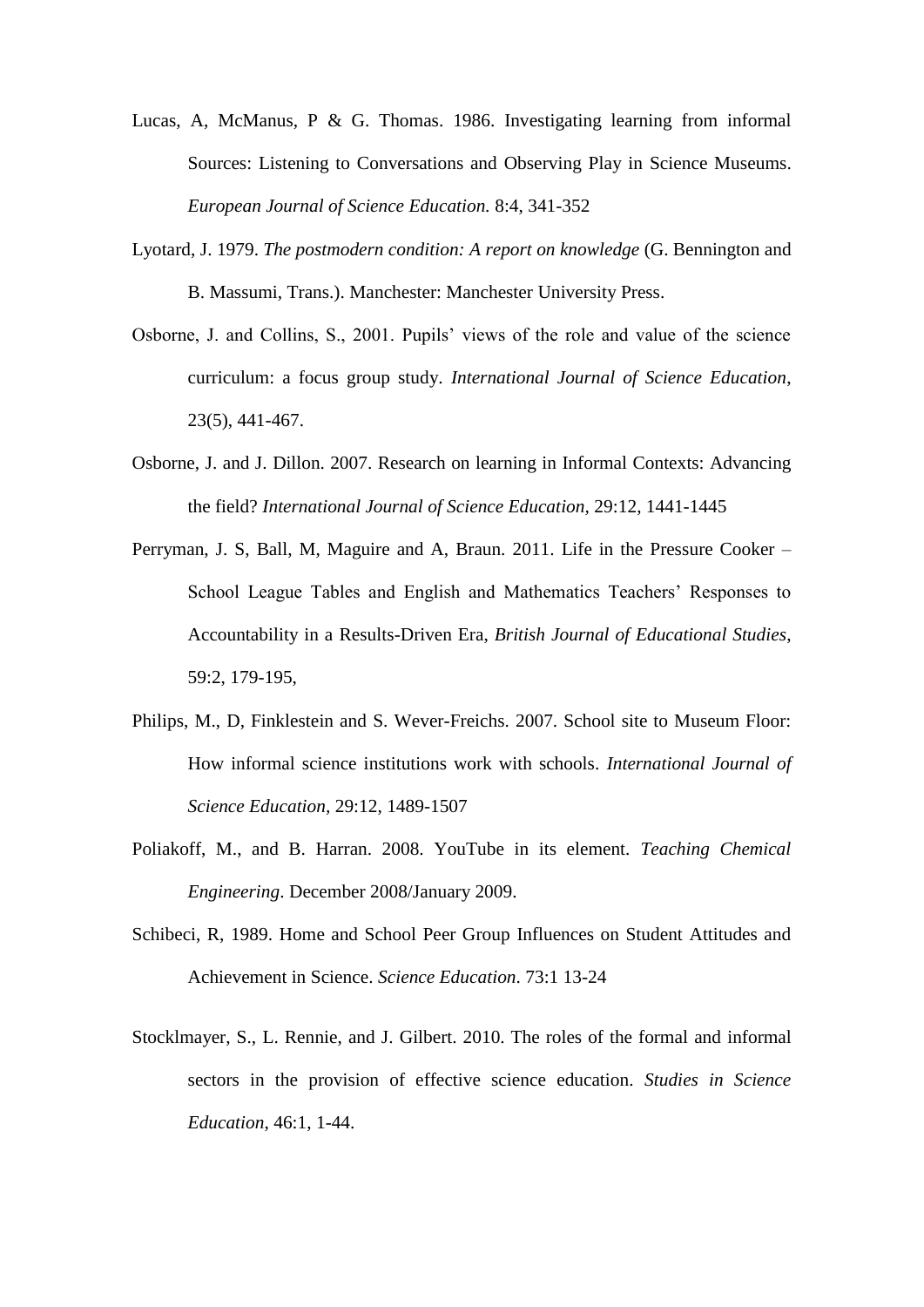Lucas, A, McManus, P & G. Thomas. 1986. Investigating learning from informal Sources: Listening to Conversations and Observing Play in Science Museums. *European Journal of Science Education.* 8:4, 341-352

Lyotard, J. 1979. *The postmodern condition: A report on knowledge* (G. Bennington and B. Massumi, Trans.). Manchester: Manchester University Press.

Osborne, J. and Collins, S., 2001. Pupils' views of the role and value of the science curriculum: a focus group study. *International Journal of Science Education*, 23(5), 441-467.

Osborne, J. and J. Dillon. 2007. Research on learning in Informal Contexts: Advancing the field? *International Journal of Science Education,* 29:12, 1441-1445

Perryman, J. S, Ball, M, Maguire and A, Braun. 2011. Life in the Pressure Cooker – School League Tables and English and Mathematics Teachers' Responses to Accountability in a Results-Driven Era, *British Journal of Educational Studies*, 59:2, 179-195,

Philips, M., D, Finklestein and S. Wever-Freichs. 2007. School site to Museum Floor: How informal science institutions work with schools. *International Journal of Science Education,* 29:12, 1489-1507

Poliakoff, M., and B. Harran. 2008. YouTube in its element. *Teaching Chemical Engineering*. December 2008/January 2009.

Schibeci, R, 1989. Home and School Peer Group Influences on Student Attitudes and Achievement in Science. *Science Education*. 73:1 13-24

Stocklmayer, S., L. Rennie, and J. Gilbert. 2010. The roles of the formal and informal sectors in the provision of effective science education. *Studies in Science Education*, 46:1, 1-44.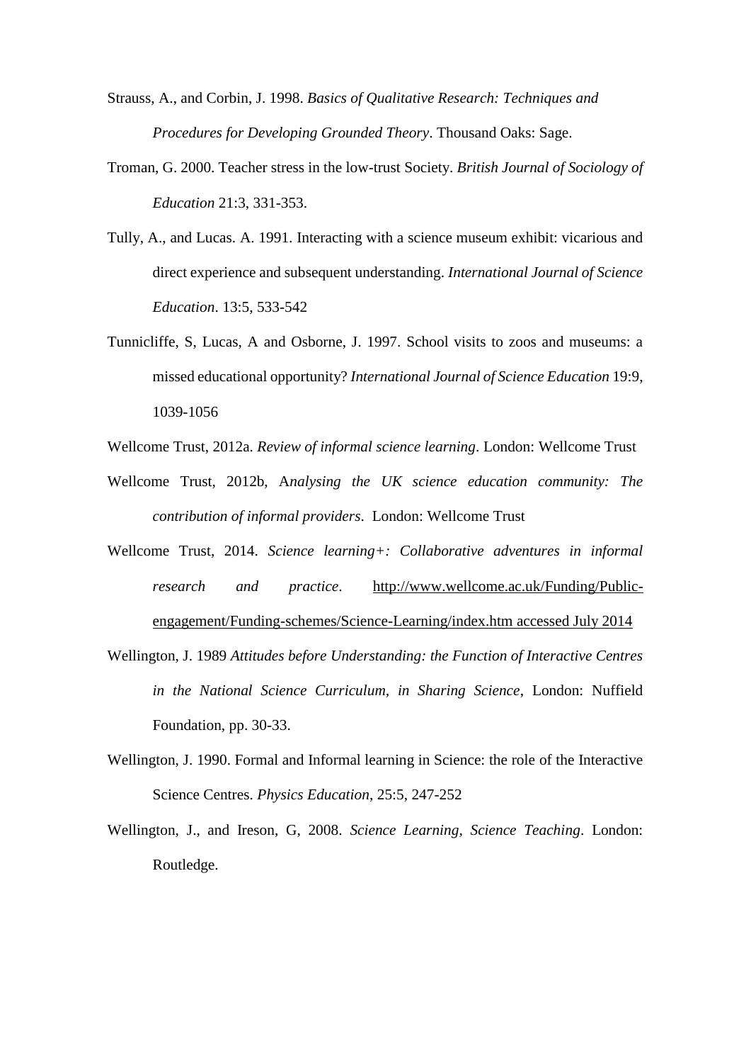Strauss, A., and Corbin, J. 1998. *Basics of Qualitative Research: Techniques and Procedures for Developing Grounded Theory*. Thousand Oaks: Sage.

Troman, G. 2000. Teacher stress in the low-trust Society. *British Journal of Sociology of Education* 21:3, 331-353.

Tully, A., and Lucas. A. 1991. Interacting with a science museum exhibit: vicarious and direct experience and subsequent understanding. *International Journal of Science Education*. 13:5, 533-542

Tunnicliffe, S, Lucas, A and Osborne, J. 1997. School visits to zoos and museums: a missed educational opportunity? *International Journal of Science Education* 19:9, 1039-1056

Wellcome Trust, 2012a. *Review of informal science learning*. London: Wellcome Trust

Wellcome Trust, 2012b, A*nalysing the UK science education community: The contribution of informal providers*. London: Wellcome Trust

Wellcome Trust, 2014. *Science learning+: Collaborative adventures in informal research and practice*. http://www.wellcome.ac.uk/Funding/Public-engagement/Funding-schemes/Science-Learning/index.htm accessed July 2014

Wellington, J. 1989 *Attitudes before Understanding: the Function of Interactive Centres in the National Science Curriculum, in Sharing Science*, London: Nuffield Foundation, pp. 30-33.

Wellington, J. 1990. Formal and Informal learning in Science: the role of the Interactive Science Centres. *Physics Education*, 25:5, 247-252

Wellington, J., and Ireson, G, 2008. *Science Learning, Science Teaching*. London: Routledge.